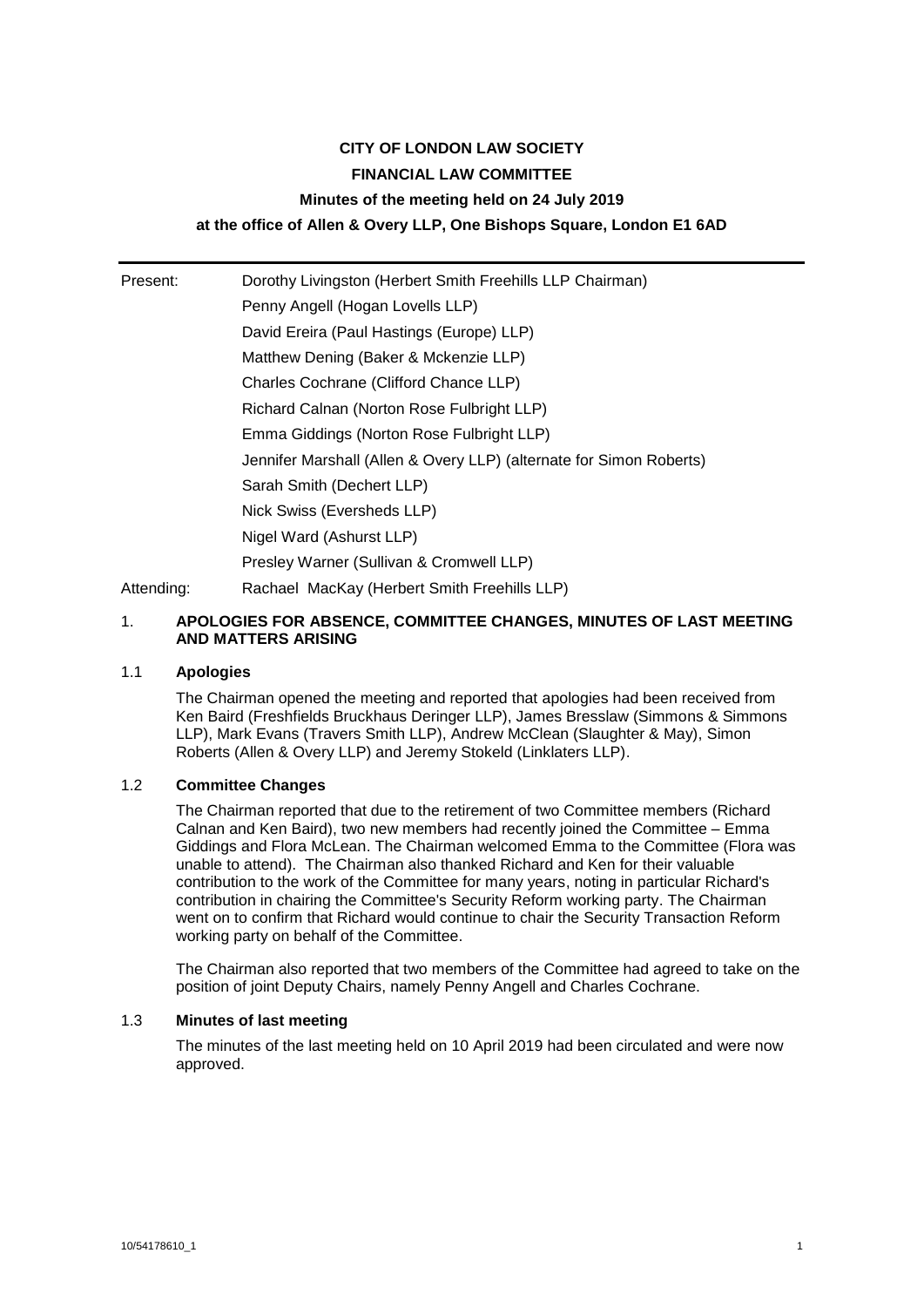**CITY OF LONDON LAW SOCIETY**

**FINANCIAL LAW COMMITTEE**

**Minutes of the meeting held on 24 July 2019**

**at the office of Allen & Overy LLP, One Bishops Square, London E1 6AD**

---

Present: Dorothy Livingston (Herbert Smith Freehills LLP Chairman)
Penny Angell (Hogan Lovells LLP)
David Ereira (Paul Hastings (Europe) LLP)
Matthew Dening (Baker & Mckenzie LLP)
Charles Cochrane (Clifford Chance LLP)
Richard Calnan (Norton Rose Fulbright LLP)
Emma Giddings (Norton Rose Fulbright LLP)
Jennifer Marshall (Allen & Overy LLP) (alternate for Simon Roberts)
Sarah Smith (Dechert LLP)
Nick Swiss (Eversheds LLP)
Nigel Ward (Ashurst LLP)
Presley Warner (Sullivan & Cromwell LLP)

Attending: Rachael MacKay (Herbert Smith Freehills LLP)

## 1. APOLOGIES FOR ABSENCE, COMMITTEE CHANGES, MINUTES OF LAST MEETING AND MATTERS ARISING

### 1.1 Apologies

The Chairman opened the meeting and reported that apologies had been received from Ken Baird (Freshfields Bruckhaus Deringer LLP), James Bresslaw (Simmons & Simmons LLP), Mark Evans (Travers Smith LLP), Andrew McClean (Slaughter & May), Simon Roberts (Allen & Overy LLP) and Jeremy Stokeld (Linklaters LLP).

### 1.2 Committee Changes

The Chairman reported that due to the retirement of two Committee members (Richard Calnan and Ken Baird), two new members had recently joined the Committee – Emma Giddings and Flora McLean. The Chairman welcomed Emma to the Committee (Flora was unable to attend). The Chairman also thanked Richard and Ken for their valuable contribution to the work of the Committee for many years, noting in particular Richard's contribution in chairing the Committee's Security Reform working party. The Chairman went on to confirm that Richard would continue to chair the Security Transaction Reform working party on behalf of the Committee.

The Chairman also reported that two members of the Committee had agreed to take on the position of joint Deputy Chairs, namely Penny Angell and Charles Cochrane.

### 1.3 Minutes of last meeting

The minutes of the last meeting held on 10 April 2019 had been circulated and were now approved.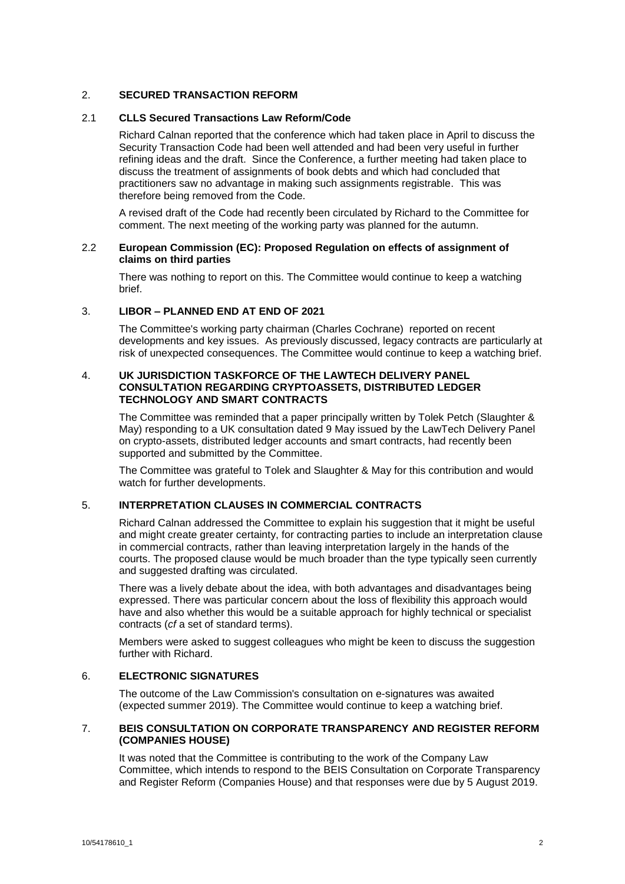## 2. SECURED TRANSACTION REFORM

### 2.1 CLLS Secured Transactions Law Reform/Code

Richard Calnan reported that the conference which had taken place in April to discuss the Security Transaction Code had been well attended and had been very useful in further refining ideas and the draft. Since the Conference, a further meeting had taken place to discuss the treatment of assignments of book debts and which had concluded that practitioners saw no advantage in making such assignments registrable. This was therefore being removed from the Code.

A revised draft of the Code had recently been circulated by Richard to the Committee for comment. The next meeting of the working party was planned for the autumn.

### 2.2 European Commission (EC): Proposed Regulation on effects of assignment of claims on third parties

There was nothing to report on this. The Committee would continue to keep a watching brief.

## 3. LIBOR – PLANNED END AT END OF 2021

The Committee's working party chairman (Charles Cochrane) reported on recent developments and key issues. As previously discussed, legacy contracts are particularly at risk of unexpected consequences. The Committee would continue to keep a watching brief.

## 4. UK JURISDICTION TASKFORCE OF THE LAWTECH DELIVERY PANEL CONSULTATION REGARDING CRYPTOASSETS, DISTRIBUTED LEDGER TECHNOLOGY AND SMART CONTRACTS

The Committee was reminded that a paper principally written by Tolek Petch (Slaughter & May) responding to a UK consultation dated 9 May issued by the LawTech Delivery Panel on crypto-assets, distributed ledger accounts and smart contracts, had recently been supported and submitted by the Committee.

The Committee was grateful to Tolek and Slaughter & May for this contribution and would watch for further developments.

## 5. INTERPRETATION CLAUSES IN COMMERCIAL CONTRACTS

Richard Calnan addressed the Committee to explain his suggestion that it might be useful and might create greater certainty, for contracting parties to include an interpretation clause in commercial contracts, rather than leaving interpretation largely in the hands of the courts. The proposed clause would be much broader than the type typically seen currently and suggested drafting was circulated.

There was a lively debate about the idea, with both advantages and disadvantages being expressed. There was particular concern about the loss of flexibility this approach would have and also whether this would be a suitable approach for highly technical or specialist contracts (*cf* a set of standard terms).

Members were asked to suggest colleagues who might be keen to discuss the suggestion further with Richard.

## 6. ELECTRONIC SIGNATURES

The outcome of the Law Commission's consultation on e-signatures was awaited (expected summer 2019). The Committee would continue to keep a watching brief.

## 7. BEIS CONSULTATION ON CORPORATE TRANSPARENCY AND REGISTER REFORM (COMPANIES HOUSE)

It was noted that the Committee is contributing to the work of the Company Law Committee, which intends to respond to the BEIS Consultation on Corporate Transparency and Register Reform (Companies House) and that responses were due by 5 August 2019.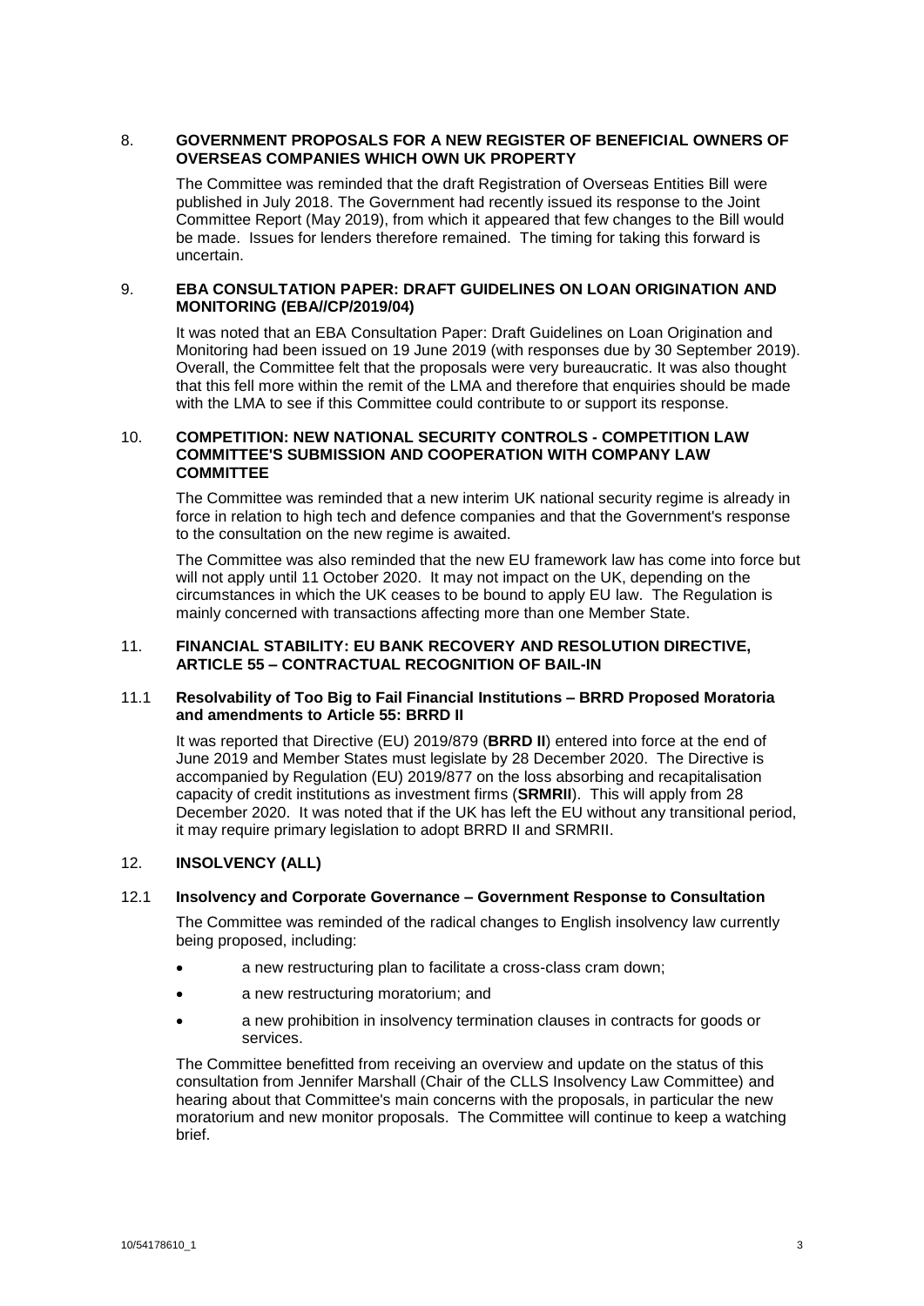## 8. GOVERNMENT PROPOSALS FOR A NEW REGISTER OF BENEFICIAL OWNERS OF OVERSEAS COMPANIES WHICH OWN UK PROPERTY

The Committee was reminded that the draft Registration of Overseas Entities Bill were published in July 2018. The Government had recently issued its response to the Joint Committee Report (May 2019), from which it appeared that few changes to the Bill would be made. Issues for lenders therefore remained. The timing for taking this forward is uncertain.

## 9. EBA CONSULTATION PAPER: DRAFT GUIDELINES ON LOAN ORIGINATION AND MONITORING (EBA//CP/2019/04)

It was noted that an EBA Consultation Paper: Draft Guidelines on Loan Origination and Monitoring had been issued on 19 June 2019 (with responses due by 30 September 2019). Overall, the Committee felt that the proposals were very bureaucratic. It was also thought that this fell more within the remit of the LMA and therefore that enquiries should be made with the LMA to see if this Committee could contribute to or support its response.

## 10. COMPETITION: NEW NATIONAL SECURITY CONTROLS - COMPETITION LAW COMMITTEE'S SUBMISSION AND COOPERATION WITH COMPANY LAW COMMITTEE

The Committee was reminded that a new interim UK national security regime is already in force in relation to high tech and defence companies and that the Government's response to the consultation on the new regime is awaited.

The Committee was also reminded that the new EU framework law has come into force but will not apply until 11 October 2020. It may not impact on the UK, depending on the circumstances in which the UK ceases to be bound to apply EU law. The Regulation is mainly concerned with transactions affecting more than one Member State.

## 11. FINANCIAL STABILITY: EU BANK RECOVERY AND RESOLUTION DIRECTIVE, ARTICLE 55 – CONTRACTUAL RECOGNITION OF BAIL-IN

### 11.1 Resolvability of Too Big to Fail Financial Institutions – BRRD Proposed Moratoria and amendments to Article 55: BRRD II

It was reported that Directive (EU) 2019/879 (**BRRD II**) entered into force at the end of June 2019 and Member States must legislate by 28 December 2020. The Directive is accompanied by Regulation (EU) 2019/877 on the loss absorbing and recapitalisation capacity of credit institutions as investment firms (**SRMRII**). This will apply from 28 December 2020. It was noted that if the UK has left the EU without any transitional period, it may require primary legislation to adopt BRRD II and SRMRII.

## 12. INSOLVENCY (ALL)

### 12.1 Insolvency and Corporate Governance – Government Response to Consultation

The Committee was reminded of the radical changes to English insolvency law currently being proposed, including:

- a new restructuring plan to facilitate a cross-class cram down;
- a new restructuring moratorium; and
- a new prohibition in insolvency termination clauses in contracts for goods or services.

The Committee benefitted from receiving an overview and update on the status of this consultation from Jennifer Marshall (Chair of the CLLS Insolvency Law Committee) and hearing about that Committee's main concerns with the proposals, in particular the new moratorium and new monitor proposals. The Committee will continue to keep a watching brief.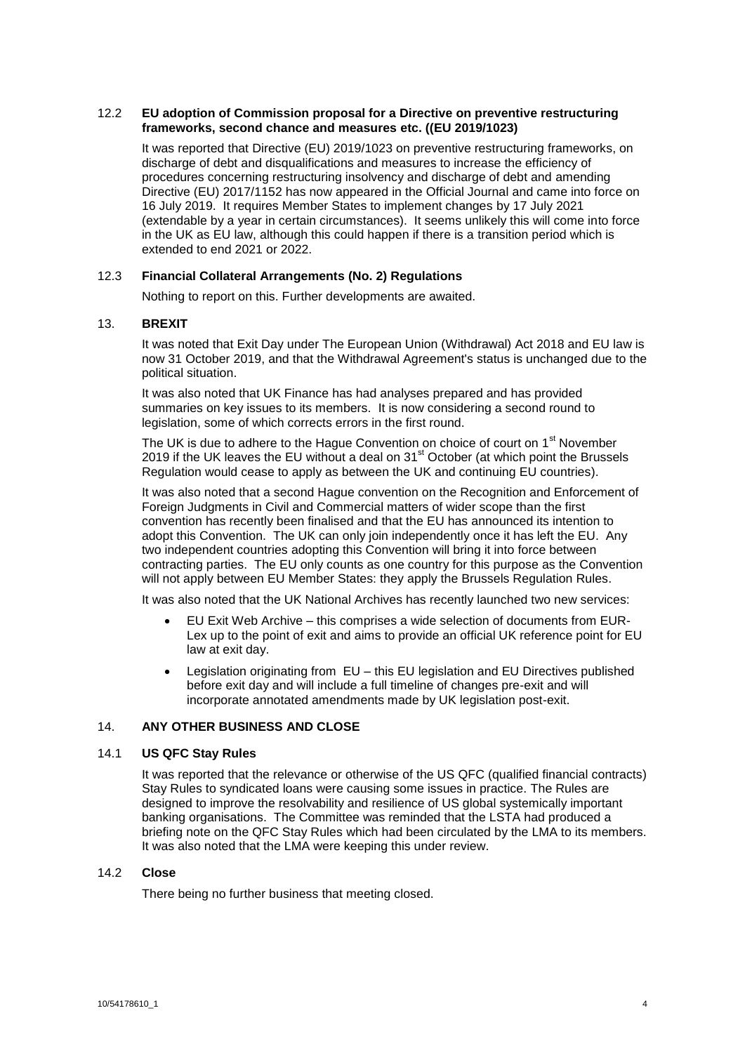### 12.2 **EU adoption of Commission proposal for a Directive on preventive restructuring frameworks, second chance and measures etc. ((EU 2019/1023)**

It was reported that Directive (EU) 2019/1023 on preventive restructuring frameworks, on discharge of debt and disqualifications and measures to increase the efficiency of procedures concerning restructuring insolvency and discharge of debt and amending Directive (EU) 2017/1152 has now appeared in the Official Journal and came into force on 16 July 2019. It requires Member States to implement changes by 17 July 2021 (extendable by a year in certain circumstances). It seems unlikely this will come into force in the UK as EU law, although this could happen if there is a transition period which is extended to end 2021 or 2022.

### 12.3 **Financial Collateral Arrangements (No. 2) Regulations**

Nothing to report on this. Further developments are awaited.

## 13. **BREXIT**

It was noted that Exit Day under The European Union (Withdrawal) Act 2018 and EU law is now 31 October 2019, and that the Withdrawal Agreement's status is unchanged due to the political situation.

It was also noted that UK Finance has had analyses prepared and has provided summaries on key issues to its members. It is now considering a second round to legislation, some of which corrects errors in the first round.

The UK is due to adhere to the Hague Convention on choice of court on 1st November 2019 if the UK leaves the EU without a deal on 31st October (at which point the Brussels Regulation would cease to apply as between the UK and continuing EU countries).

It was also noted that a second Hague convention on the Recognition and Enforcement of Foreign Judgments in Civil and Commercial matters of wider scope than the first convention has recently been finalised and that the EU has announced its intention to adopt this Convention. The UK can only join independently once it has left the EU. Any two independent countries adopting this Convention will bring it into force between contracting parties. The EU only counts as one country for this purpose as the Convention will not apply between EU Member States: they apply the Brussels Regulation Rules.

It was also noted that the UK National Archives has recently launched two new services:

- EU Exit Web Archive – this comprises a wide selection of documents from EUR-Lex up to the point of exit and aims to provide an official UK reference point for EU law at exit day.
- Legislation originating from EU – this EU legislation and EU Directives published before exit day and will include a full timeline of changes pre-exit and will incorporate annotated amendments made by UK legislation post-exit.

## 14. **ANY OTHER BUSINESS AND CLOSE**

### 14.1 **US QFC Stay Rules**

It was reported that the relevance or otherwise of the US QFC (qualified financial contracts) Stay Rules to syndicated loans were causing some issues in practice. The Rules are designed to improve the resolvability and resilience of US global systemically important banking organisations. The Committee was reminded that the LSTA had produced a briefing note on the QFC Stay Rules which had been circulated by the LMA to its members. It was also noted that the LMA were keeping this under review.

### 14.2 **Close**

There being no further business that meeting closed.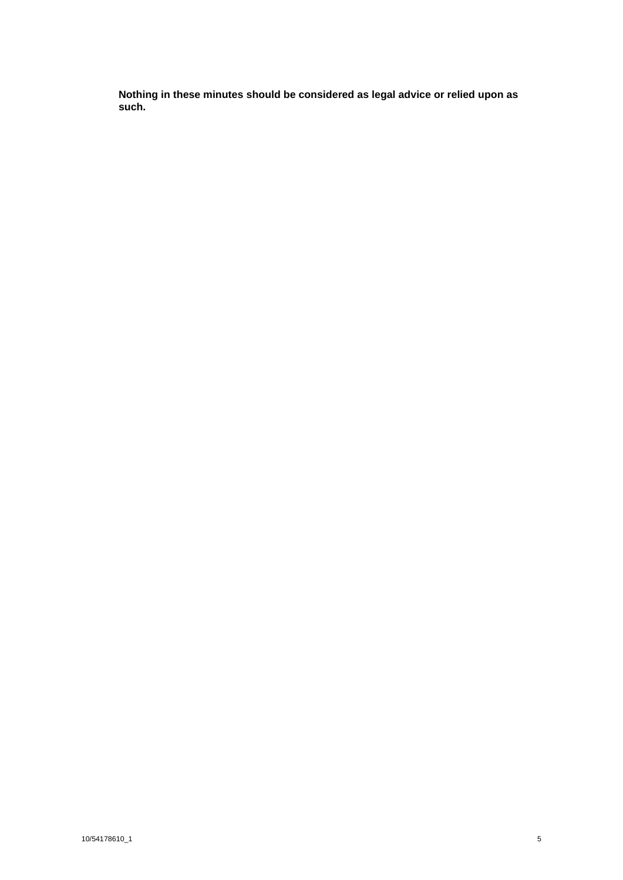**Nothing in these minutes should be considered as legal advice or relied upon as such.**